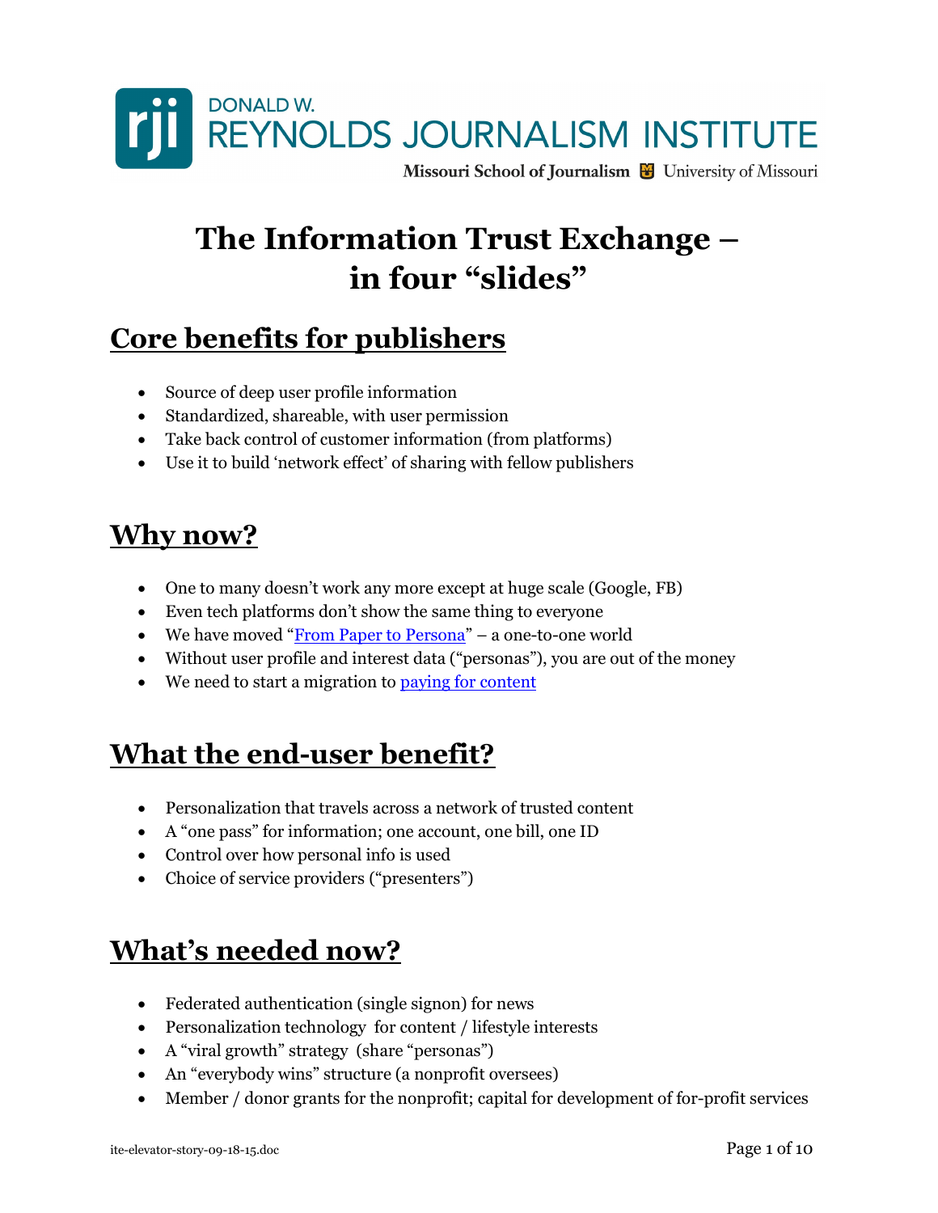DONALD W. REYNOLDS JOURNALISM INSTITUTE

Missouri School of Journalism | University of Missouri

# The Information Trust Exchange – in four "slides"

## Core benefits for publishers

- Source of deep user profile information
- Standardized, shareable, with user permission
- Take back control of customer information (from platforms)
- Use it to build 'network effect' of sharing with fellow publishers

## Why now?

- One to many doesn't work any more except at huge scale (Google, FB)
- Even tech platforms don't show the same thing to everyone
- We have moved "From Paper to Persona" – a one-to-one world
- Without user profile and interest data ("personas"), you are out of the money
- We need to start a migration to paying for content

## What the end-user benefit?

- Personalization that travels across a network of trusted content
- A "one pass" for information; one account, one bill, one ID
- Control over how personal info is used
- Choice of service providers ("presenters")

## What's needed now?

- Federated authentication (single signon) for news
- Personalization technology for content / lifestyle interests
- A "viral growth" strategy (share "personas")
- An "everybody wins" structure (a nonprofit oversees)
- Member / donor grants for the nonprofit; capital for development of for-profit services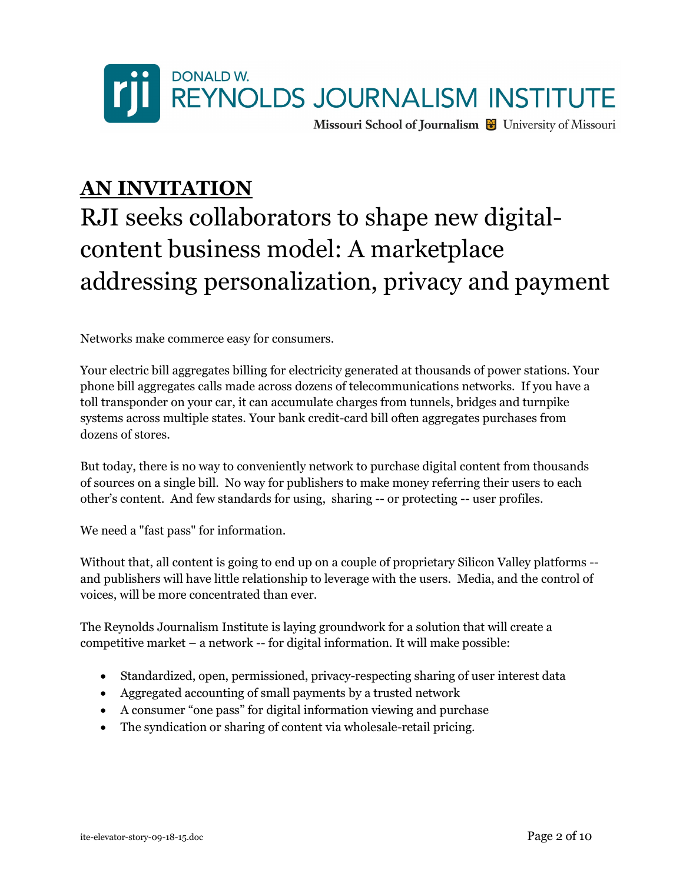**AN INVITATION**

# RJI seeks collaborators to shape new digital-content business model: A marketplace addressing personalization, privacy and payment

Networks make commerce easy for consumers.

Your electric bill aggregates billing for electricity generated at thousands of power stations. Your phone bill aggregates calls made across dozens of telecommunications networks. If you have a toll transponder on your car, it can accumulate charges from tunnels, bridges and turnpike systems across multiple states. Your bank credit-card bill often aggregates purchases from dozens of stores.

But today, there is no way to conveniently network to purchase digital content from thousands of sources on a single bill. No way for publishers to make money referring their users to each other's content. And few standards for using, sharing -- or protecting -- user profiles.

We need a "fast pass" for information.

Without that, all content is going to end up on a couple of proprietary Silicon Valley platforms -- and publishers will have little relationship to leverage with the users. Media, and the control of voices, will be more concentrated than ever.

The Reynolds Journalism Institute is laying groundwork for a solution that will create a competitive market – a network -- for digital information. It will make possible:

- Standardized, open, permissioned, privacy-respecting sharing of user interest data
- Aggregated accounting of small payments by a trusted network
- A consumer "one pass" for digital information viewing and purchase
- The syndication or sharing of content via wholesale-retail pricing.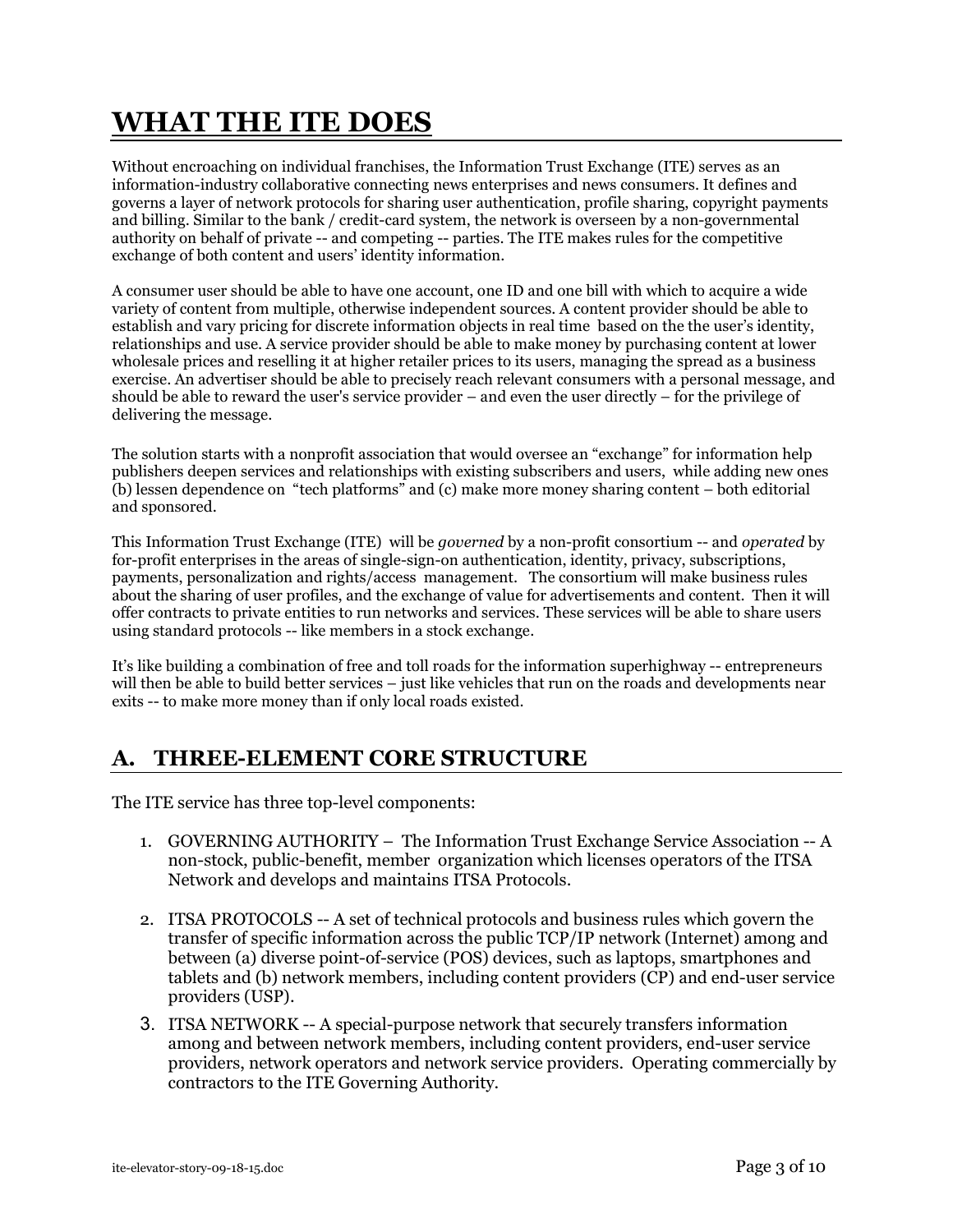# WHAT THE ITE DOES

Without encroaching on individual franchises, the Information Trust Exchange (ITE) serves as an information-industry collaborative connecting news enterprises and news consumers. It defines and governs a layer of network protocols for sharing user authentication, profile sharing, copyright payments and billing. Similar to the bank / credit-card system, the network is overseen by a non-governmental authority on behalf of private -- and competing -- parties. The ITE makes rules for the competitive exchange of both content and users' identity information.

A consumer user should be able to have one account, one ID and one bill with which to acquire a wide variety of content from multiple, otherwise independent sources. A content provider should be able to establish and vary pricing for discrete information objects in real time based on the the user's identity, relationships and use. A service provider should be able to make money by purchasing content at lower wholesale prices and reselling it at higher retailer prices to its users, managing the spread as a business exercise. An advertiser should be able to precisely reach relevant consumers with a personal message, and should be able to reward the user's service provider – and even the user directly – for the privilege of delivering the message.

The solution starts with a nonprofit association that would oversee an "exchange" for information help publishers deepen services and relationships with existing subscribers and users, while adding new ones (b) lessen dependence on "tech platforms" and (c) make more money sharing content – both editorial and sponsored.

This Information Trust Exchange (ITE) will be *governed* by a non-profit consortium -- and *operated* by for-profit enterprises in the areas of single-sign-on authentication, identity, privacy, subscriptions, payments, personalization and rights/access management. The consortium will make business rules about the sharing of user profiles, and the exchange of value for advertisements and content. Then it will offer contracts to private entities to run networks and services. These services will be able to share users using standard protocols -- like members in a stock exchange.

It's like building a combination of free and toll roads for the information superhighway -- entrepreneurs will then be able to build better services – just like vehicles that run on the roads and developments near exits -- to make more money than if only local roads existed.

## A. THREE-ELEMENT CORE STRUCTURE

The ITE service has three top-level components:

1. GOVERNING AUTHORITY – The Information Trust Exchange Service Association -- A non-stock, public-benefit, member organization which licenses operators of the ITSA Network and develops and maintains ITSA Protocols.

2. ITSA PROTOCOLS -- A set of technical protocols and business rules which govern the transfer of specific information across the public TCP/IP network (Internet) among and between (a) diverse point-of-service (POS) devices, such as laptops, smartphones and tablets and (b) network members, including content providers (CP) and end-user service providers (USP).

3. ITSA NETWORK -- A special-purpose network that securely transfers information among and between network members, including content providers, end-user service providers, network operators and network service providers. Operating commercially by contractors to the ITE Governing Authority.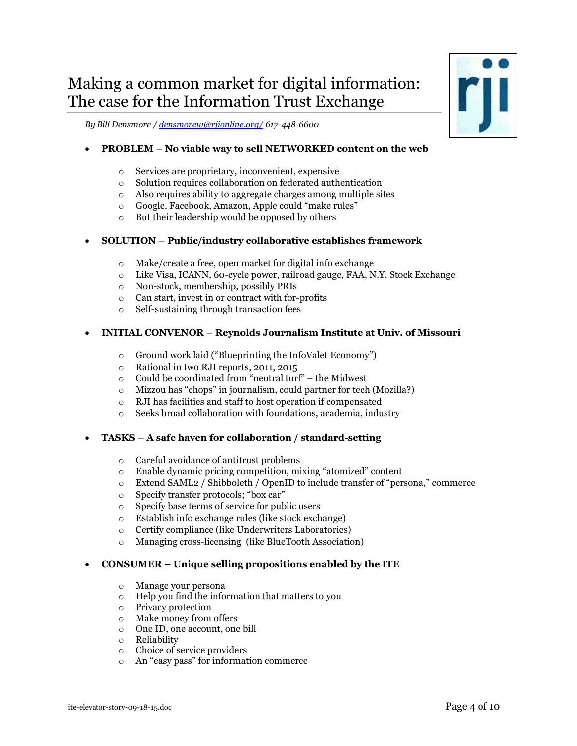# Making a common market for digital information: The case for the Information Trust Exchange

*By Bill Densmore / [densmorew@rjionline.org/](mailto:densmorew@rjionline.org) 617-448-6600*

- **PROBLEM – No viable way to sell NETWORKED content on the web**
    - Services are proprietary, inconvenient, expensive
    - Solution requires collaboration on federated authentication
    - Also requires ability to aggregate charges among multiple sites
    - Google, Facebook, Amazon, Apple could "make rules"
    - But their leadership would be opposed by others

- **SOLUTION – Public/industry collaborative establishes framework**
    - Make/create a free, open market for digital info exchange
    - Like Visa, ICANN, 60-cycle power, railroad gauge, FAA, N.Y. Stock Exchange
    - Non-stock, membership, possibly PRIs
    - Can start, invest in or contract with for-profits
    - Self-sustaining through transaction fees

- **INITIAL CONVENOR – Reynolds Journalism Institute at Univ. of Missouri**
    - Ground work laid ("Blueprinting the InfoValet Economy")
    - Rational in two RJI reports, 2011, 2015
    - Could be coordinated from "neutral turf" – the Midwest
    - Mizzou has "chops" in journalism, could partner for tech (Mozilla?)
    - RJI has facilities and staff to host operation if compensated
    - Seeks broad collaboration with foundations, academia, industry

- **TASKS – A safe haven for collaboration / standard-setting**
    - Careful avoidance of antitrust problems
    - Enable dynamic pricing competition, mixing "atomized" content
    - Extend SAML2 / Shibboleth / OpenID to include transfer of "persona," commerce
    - Specify transfer protocols; "box car"
    - Specify base terms of service for public users
    - Establish info exchange rules (like stock exchange)
    - Certify compliance (like Underwriters Laboratories)
    - Managing cross-licensing (like BlueTooth Association)

- **CONSUMER – Unique selling propositions enabled by the ITE**
    - Manage your persona
    - Help you find the information that matters to you
    - Privacy protection
    - Make money from offers
    - One ID, one account, one bill
    - Reliability
    - Choice of service providers
    - An "easy pass" for information commerce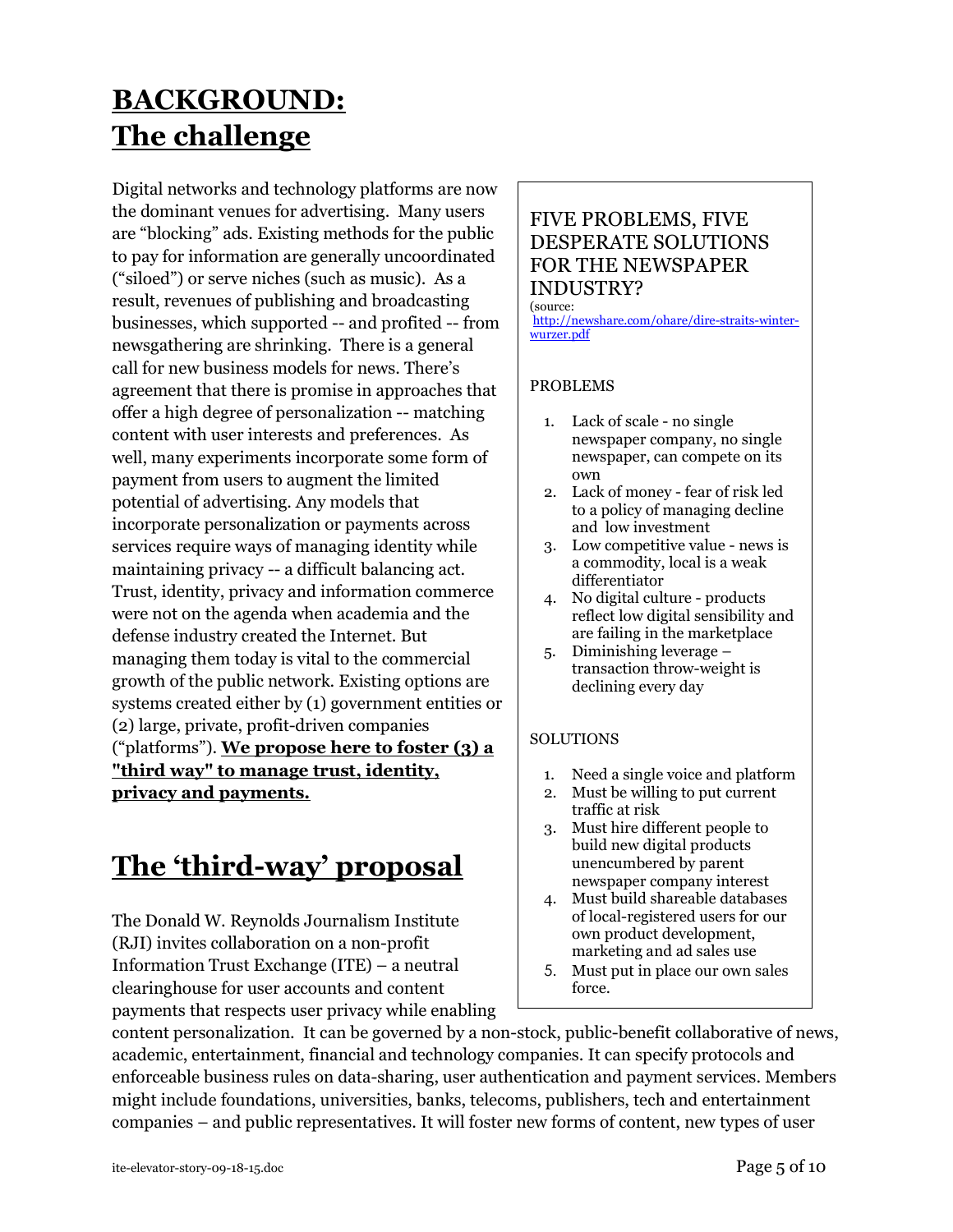# BACKGROUND: The challenge

Digital networks and technology platforms are now the dominant venues for advertising. Many users are "blocking" ads. Existing methods for the public to pay for information are generally uncoordinated ("siloed") or serve niches (such as music). As a result, revenues of publishing and broadcasting businesses, which supported -- and profited -- from newsgathering are shrinking. There is a general call for new business models for news. There's agreement that there is promise in approaches that offer a high degree of personalization -- matching content with user interests and preferences. As well, many experiments incorporate some form of payment from users to augment the limited potential of advertising. Any models that incorporate personalization or payments across services require ways of managing identity while maintaining privacy -- a difficult balancing act. Trust, identity, privacy and information commerce were not on the agenda when academia and the defense industry created the Internet. But managing them today is vital to the commercial growth of the public network. Existing options are systems created either by (1) government entities or (2) large, private, profit-driven companies ("platforms"). **We propose here to foster (3) a "third way" to manage trust, identity, privacy and payments.**

> FIVE PROBLEMS, FIVE DESPERATE SOLUTIONS FOR THE NEWSPAPER INDUSTRY?
>
> (source: http://newshare.com/ohare/dire-straits-winter-wurzer.pdf
>
> PROBLEMS
>
> 1. Lack of scale - no single newspaper company, no single newspaper, can compete on its own
> 2. Lack of money - fear of risk led to a policy of managing decline and low investment
> 3. Low competitive value - news is a commodity, local is a weak differentiator
> 4. No digital culture - products reflect low digital sensibility and are failing in the marketplace
> 5. Diminishing leverage – transaction throw-weight is declining every day
>
> SOLUTIONS
>
> 1. Need a single voice and platform
> 2. Must be willing to put current traffic at risk
> 3. Must hire different people to build new digital products unencumbered by parent newspaper company interest
> 4. Must build shareable databases of local-registered users for our own product development, marketing and ad sales use
> 5. Must put in place our own sales force.

# The 'third-way' proposal

The Donald W. Reynolds Journalism Institute (RJI) invites collaboration on a non-profit Information Trust Exchange (ITE) – a neutral clearinghouse for user accounts and content payments that respects user privacy while enabling content personalization. It can be governed by a non-stock, public-benefit collaborative of news, academic, entertainment, financial and technology companies. It can specify protocols and enforceable business rules on data-sharing, user authentication and payment services. Members might include foundations, universities, banks, telecoms, publishers, tech and entertainment companies – and public representatives. It will foster new forms of content, new types of user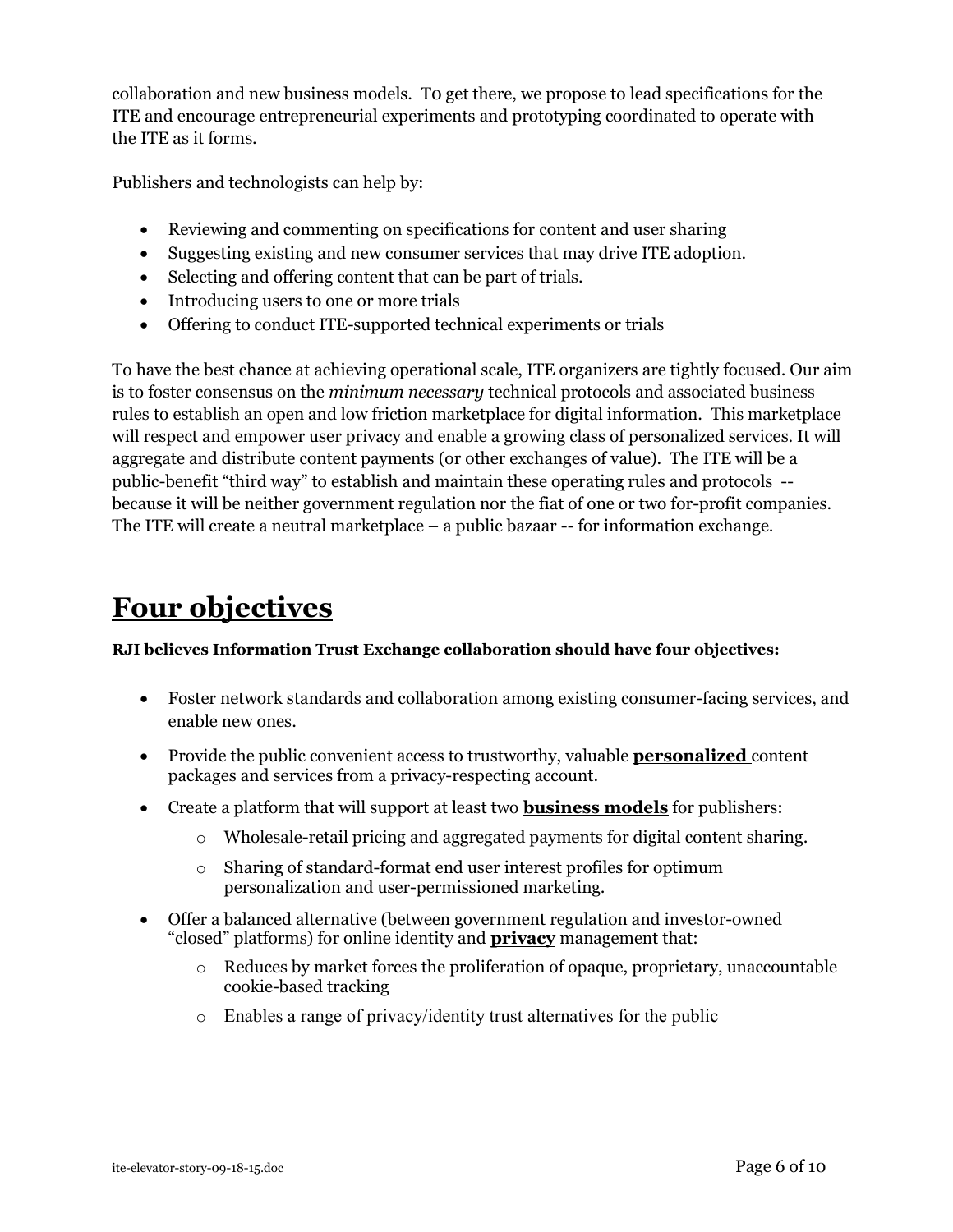collaboration and new business models. To get there, we propose to lead specifications for the ITE and encourage entrepreneurial experiments and prototyping coordinated to operate with the ITE as it forms.

Publishers and technologists can help by:

- Reviewing and commenting on specifications for content and user sharing
- Suggesting existing and new consumer services that may drive ITE adoption.
- Selecting and offering content that can be part of trials.
- Introducing users to one or more trials
- Offering to conduct ITE-supported technical experiments or trials

To have the best chance at achieving operational scale, ITE organizers are tightly focused. Our aim is to foster consensus on the *minimum necessary* technical protocols and associated business rules to establish an open and low friction marketplace for digital information. This marketplace will respect and empower user privacy and enable a growing class of personalized services. It will aggregate and distribute content payments (or other exchanges of value). The ITE will be a public-benefit "third way" to establish and maintain these operating rules and protocols -- because it will be neither government regulation nor the fiat of one or two for-profit companies. The ITE will create a neutral marketplace – a public bazaar -- for information exchange.

# Four objectives

**RJI believes Information Trust Exchange collaboration should have four objectives:**

- Foster network standards and collaboration among existing consumer-facing services, and enable new ones.
- Provide the public convenient access to trustworthy, valuable **personalized** content packages and services from a privacy-respecting account.
- Create a platform that will support at least two **business models** for publishers:
  - Wholesale-retail pricing and aggregated payments for digital content sharing.
  - Sharing of standard-format end user interest profiles for optimum personalization and user-permissioned marketing.
- Offer a balanced alternative (between government regulation and investor-owned "closed" platforms) for online identity and **privacy** management that:
  - Reduces by market forces the proliferation of opaque, proprietary, unaccountable cookie-based tracking
  - Enables a range of privacy/identity trust alternatives for the public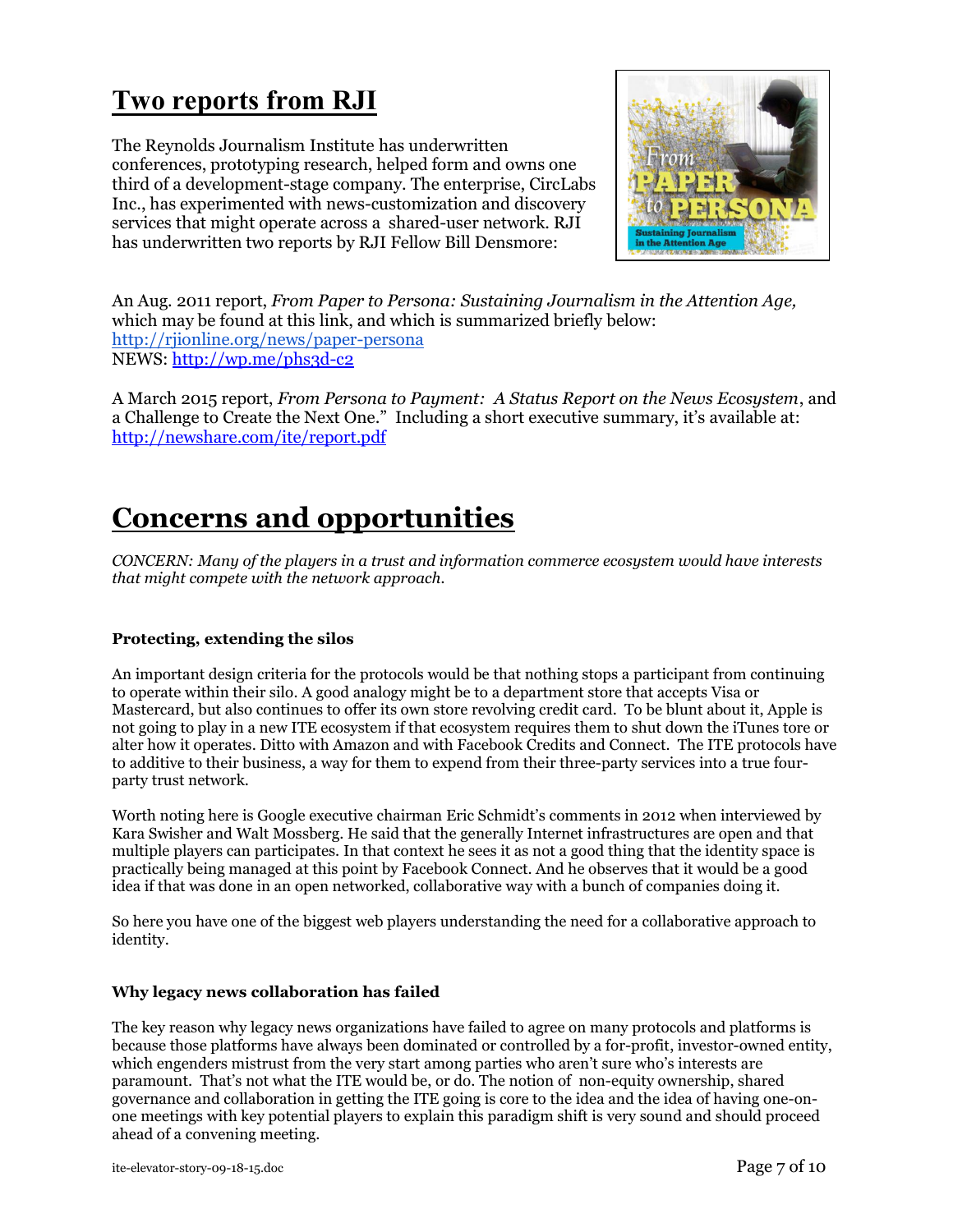# Two reports from RJI

The Reynolds Journalism Institute has underwritten conferences, prototyping research, helped form and owns one third of a development-stage company. The enterprise, CircLabs Inc., has experimented with news-customization and discovery services that might operate across a shared-user network. RJI has underwritten two reports by RJI Fellow Bill Densmore:

An Aug. 2011 report, *From Paper to Persona: Sustaining Journalism in the Attention Age,* which may be found at this link, and which is summarized briefly below:
http://rjionline.org/news/paper-persona
NEWS: http://wp.me/phs3d-c2

A March 2015 report, *From Persona to Payment: A Status Report on the News Ecosystem*, and a Challenge to Create the Next One." Including a short executive summary, it's available at:
http://newshare.com/ite/report.pdf

# Concerns and opportunities

*CONCERN: Many of the players in a trust and information commerce ecosystem would have interests that might compete with the network approach.*

### Protecting, extending the silos

An important design criteria for the protocols would be that nothing stops a participant from continuing to operate within their silo. A good analogy might be to a department store that accepts Visa or Mastercard, but also continues to offer its own store revolving credit card. To be blunt about it, Apple is not going to play in a new ITE ecosystem if that ecosystem requires them to shut down the iTunes tore or alter how it operates. Ditto with Amazon and with Facebook Credits and Connect. The ITE protocols have to additive to their business, a way for them to expend from their three-party services into a true four-party trust network.

Worth noting here is Google executive chairman Eric Schmidt's comments in 2012 when interviewed by Kara Swisher and Walt Mossberg. He said that the generally Internet infrastructures are open and that multiple players can participates. In that context he sees it as not a good thing that the identity space is practically being managed at this point by Facebook Connect. And he observes that it would be a good idea if that was done in an open networked, collaborative way with a bunch of companies doing it.

So here you have one of the biggest web players understanding the need for a collaborative approach to identity.

### Why legacy news collaboration has failed

The key reason why legacy news organizations have failed to agree on many protocols and platforms is because those platforms have always been dominated or controlled by a for-profit, investor-owned entity, which engenders mistrust from the very start among parties who aren't sure who's interests are paramount. That's not what the ITE would be, or do. The notion of non-equity ownership, shared governance and collaboration in getting the ITE going is core to the idea and the idea of having one-on-one meetings with key potential players to explain this paradigm shift is very sound and should proceed ahead of a convening meeting.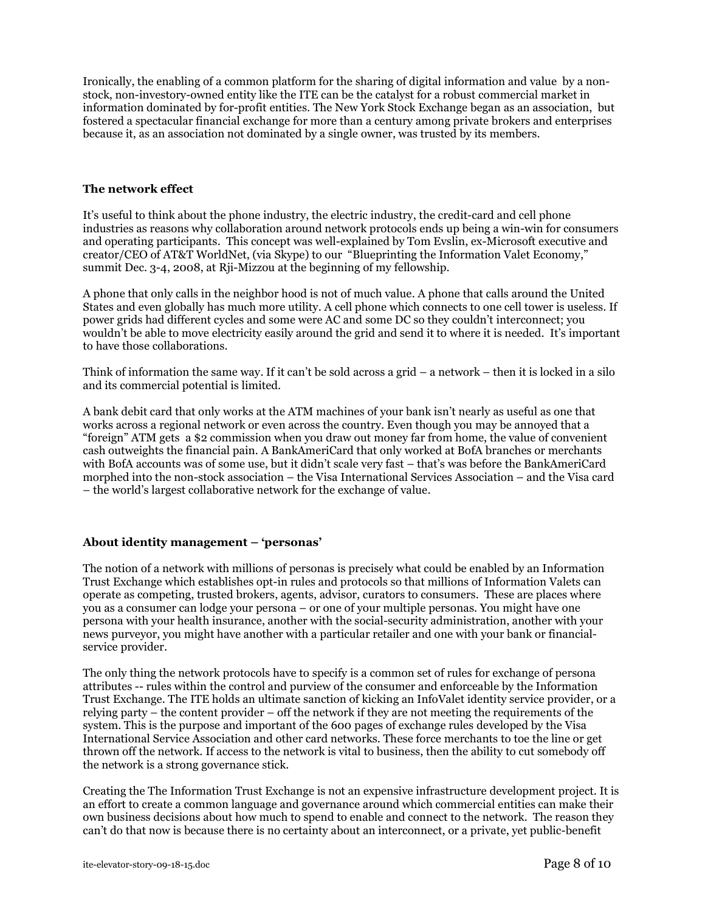Ironically, the enabling of a common platform for the sharing of digital information and value by a non-stock, non-investory-owned entity like the ITE can be the catalyst for a robust commercial market in information dominated by for-profit entities. The New York Stock Exchange began as an association, but fostered a spectacular financial exchange for more than a century among private brokers and enterprises because it, as an association not dominated by a single owner, was trusted by its members.

### The network effect

It's useful to think about the phone industry, the electric industry, the credit-card and cell phone industries as reasons why collaboration around network protocols ends up being a win-win for consumers and operating participants. This concept was well-explained by Tom Evslin, ex-Microsoft executive and creator/CEO of AT&T WorldNet, (via Skype) to our "Blueprinting the Information Valet Economy," summit Dec. 3-4, 2008, at Rji-Mizzou at the beginning of my fellowship.

A phone that only calls in the neighbor hood is not of much value. A phone that calls around the United States and even globally has much more utility. A cell phone which connects to one cell tower is useless. If power grids had different cycles and some were AC and some DC so they couldn't interconnect; you wouldn't be able to move electricity easily around the grid and send it to where it is needed. It's important to have those collaborations.

Think of information the same way. If it can't be sold across a grid – a network – then it is locked in a silo and its commercial potential is limited.

A bank debit card that only works at the ATM machines of your bank isn't nearly as useful as one that works across a regional network or even across the country. Even though you may be annoyed that a "foreign" ATM gets a $2 commission when you draw out money far from home, the value of convenient cash outweights the financial pain. A BankAmeriCard that only worked at BofA branches or merchants with BofA accounts was of some use, but it didn't scale very fast – that's was before the BankAmeriCard morphed into the non-stock association – the Visa International Services Association – and the Visa card – the world's largest collaborative network for the exchange of value.

### About identity management – 'personas'

The notion of a network with millions of personas is precisely what could be enabled by an Information Trust Exchange which establishes opt-in rules and protocols so that millions of Information Valets can operate as competing, trusted brokers, agents, advisor, curators to consumers. These are places where you as a consumer can lodge your persona – or one of your multiple personas. You might have one persona with your health insurance, another with the social-security administration, another with your news purveyor, you might have another with a particular retailer and one with your bank or financial-service provider.

The only thing the network protocols have to specify is a common set of rules for exchange of persona attributes -- rules within the control and purview of the consumer and enforceable by the Information Trust Exchange. The ITE holds an ultimate sanction of kicking an InfoValet identity service provider, or a relying party – the content provider – off the network if they are not meeting the requirements of the system. This is the purpose and important of the 600 pages of exchange rules developed by the Visa International Service Association and other card networks. These force merchants to toe the line or get thrown off the network. If access to the network is vital to business, then the ability to cut somebody off the network is a strong governance stick.

Creating the The Information Trust Exchange is not an expensive infrastructure development project. It is an effort to create a common language and governance around which commercial entities can make their own business decisions about how much to spend to enable and connect to the network. The reason they can't do that now is because there is no certainty about an interconnect, or a private, yet public-benefit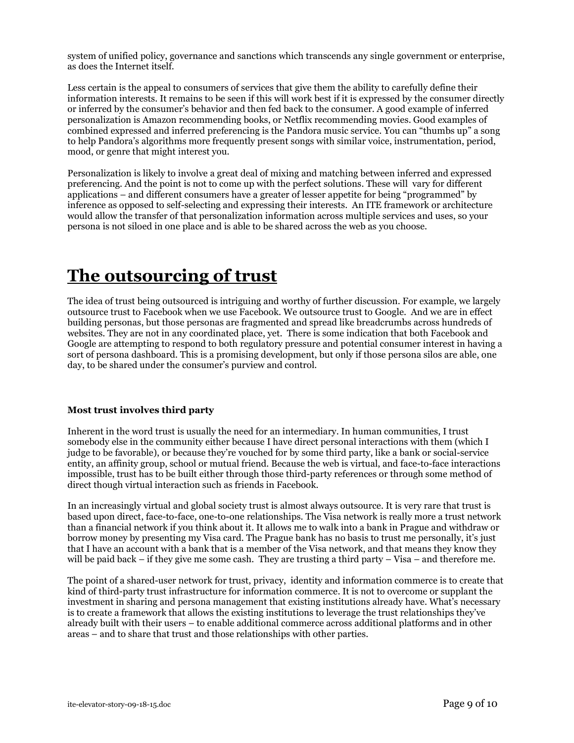system of unified policy, governance and sanctions which transcends any single government or enterprise, as does the Internet itself.

Less certain is the appeal to consumers of services that give them the ability to carefully define their information interests. It remains to be seen if this will work best if it is expressed by the consumer directly or inferred by the consumer's behavior and then fed back to the consumer. A good example of inferred personalization is Amazon recommending books, or Netflix recommending movies. Good examples of combined expressed and inferred preferencing is the Pandora music service. You can "thumbs up" a song to help Pandora's algorithms more frequently present songs with similar voice, instrumentation, period, mood, or genre that might interest you.

Personalization is likely to involve a great deal of mixing and matching between inferred and expressed preferencing. And the point is not to come up with the perfect solutions. These will vary for different applications – and different consumers have a greater of lesser appetite for being "programmed" by inference as opposed to self-selecting and expressing their interests. An ITE framework or architecture would allow the transfer of that personalization information across multiple services and uses, so your persona is not siloed in one place and is able to be shared across the web as you choose.

# The outsourcing of trust

The idea of trust being outsourced is intriguing and worthy of further discussion. For example, we largely outsource trust to Facebook when we use Facebook. We outsource trust to Google. And we are in effect building personas, but those personas are fragmented and spread like breadcrumbs across hundreds of websites. They are not in any coordinated place, yet. There is some indication that both Facebook and Google are attempting to respond to both regulatory pressure and potential consumer interest in having a sort of persona dashboard. This is a promising development, but only if those persona silos are able, one day, to be shared under the consumer's purview and control.

### Most trust involves third party

Inherent in the word trust is usually the need for an intermediary. In human communities, I trust somebody else in the community either because I have direct personal interactions with them (which I judge to be favorable), or because they're vouched for by some third party, like a bank or social-service entity, an affinity group, school or mutual friend. Because the web is virtual, and face-to-face interactions impossible, trust has to be built either through those third-party references or through some method of direct though virtual interaction such as friends in Facebook.

In an increasingly virtual and global society trust is almost always outsource. It is very rare that trust is based upon direct, face-to-face, one-to-one relationships. The Visa network is really more a trust network than a financial network if you think about it. It allows me to walk into a bank in Prague and withdraw or borrow money by presenting my Visa card. The Prague bank has no basis to trust me personally, it's just that I have an account with a bank that is a member of the Visa network, and that means they know they will be paid back – if they give me some cash. They are trusting a third party – Visa – and therefore me.

The point of a shared-user network for trust, privacy, identity and information commerce is to create that kind of third-party trust infrastructure for information commerce. It is not to overcome or supplant the investment in sharing and persona management that existing institutions already have. What's necessary is to create a framework that allows the existing institutions to leverage the trust relationships they've already built with their users – to enable additional commerce across additional platforms and in other areas – and to share that trust and those relationships with other parties.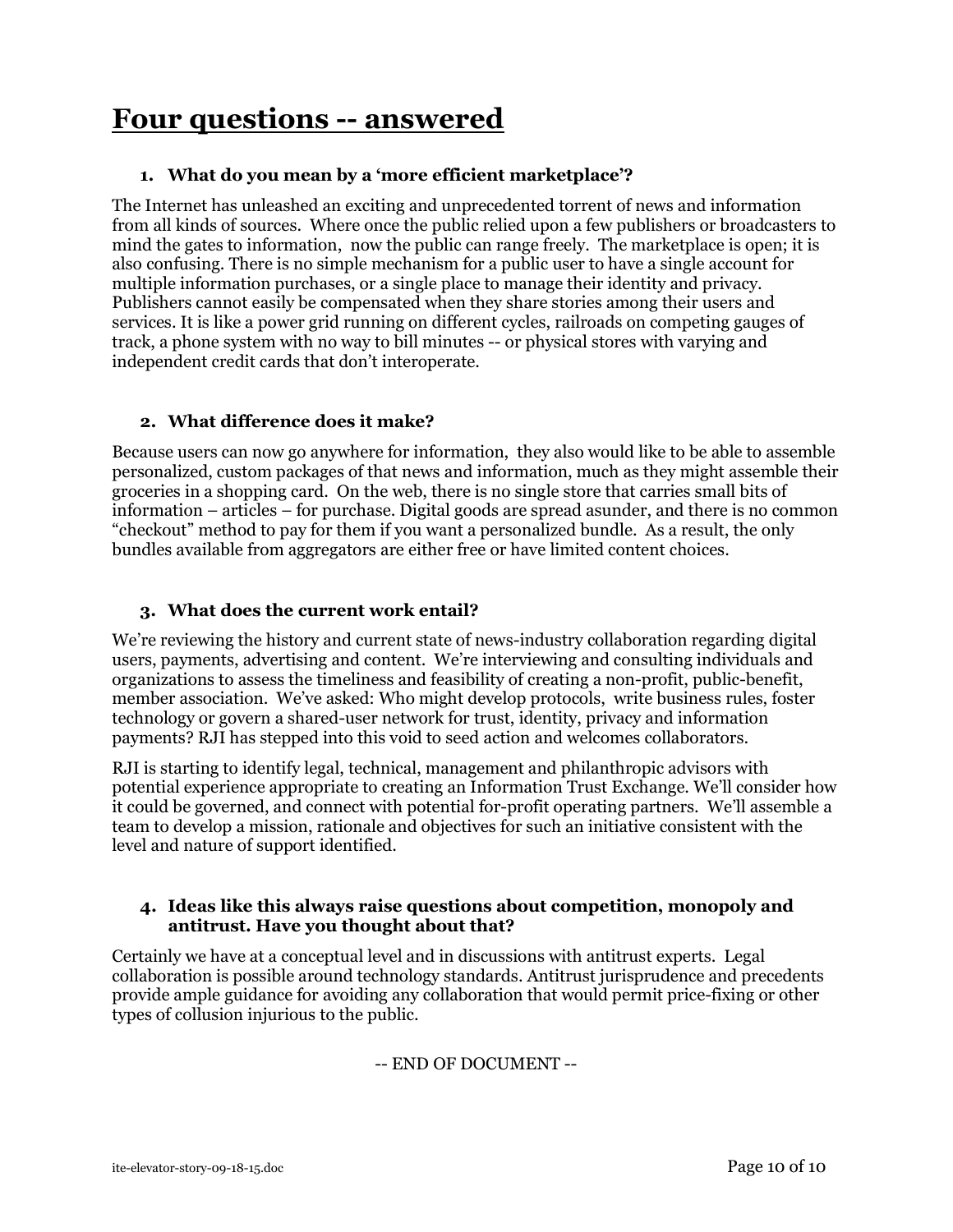# Four questions -- answered

### 1. What do you mean by a 'more efficient marketplace'?

The Internet has unleashed an exciting and unprecedented torrent of news and information from all kinds of sources. Where once the public relied upon a few publishers or broadcasters to mind the gates to information, now the public can range freely. The marketplace is open; it is also confusing. There is no simple mechanism for a public user to have a single account for multiple information purchases, or a single place to manage their identity and privacy. Publishers cannot easily be compensated when they share stories among their users and services. It is like a power grid running on different cycles, railroads on competing gauges of track, a phone system with no way to bill minutes -- or physical stores with varying and independent credit cards that don't interoperate.

### 2. What difference does it make?

Because users can now go anywhere for information, they also would like to be able to assemble personalized, custom packages of that news and information, much as they might assemble their groceries in a shopping card. On the web, there is no single store that carries small bits of information – articles – for purchase. Digital goods are spread asunder, and there is no common "checkout" method to pay for them if you want a personalized bundle. As a result, the only bundles available from aggregators are either free or have limited content choices.

### 3. What does the current work entail?

We're reviewing the history and current state of news-industry collaboration regarding digital users, payments, advertising and content. We're interviewing and consulting individuals and organizations to assess the timeliness and feasibility of creating a non-profit, public-benefit, member association. We've asked: Who might develop protocols, write business rules, foster technology or govern a shared-user network for trust, identity, privacy and information payments? RJI has stepped into this void to seed action and welcomes collaborators.

RJI is starting to identify legal, technical, management and philanthropic advisors with potential experience appropriate to creating an Information Trust Exchange. We'll consider how it could be governed, and connect with potential for-profit operating partners. We'll assemble a team to develop a mission, rationale and objectives for such an initiative consistent with the level and nature of support identified.

### 4. Ideas like this always raise questions about competition, monopoly and antitrust. Have you thought about that?

Certainly we have at a conceptual level and in discussions with antitrust experts. Legal collaboration is possible around technology standards. Antitrust jurisprudence and precedents provide ample guidance for avoiding any collaboration that would permit price-fixing or other types of collusion injurious to the public.

-- END OF DOCUMENT --